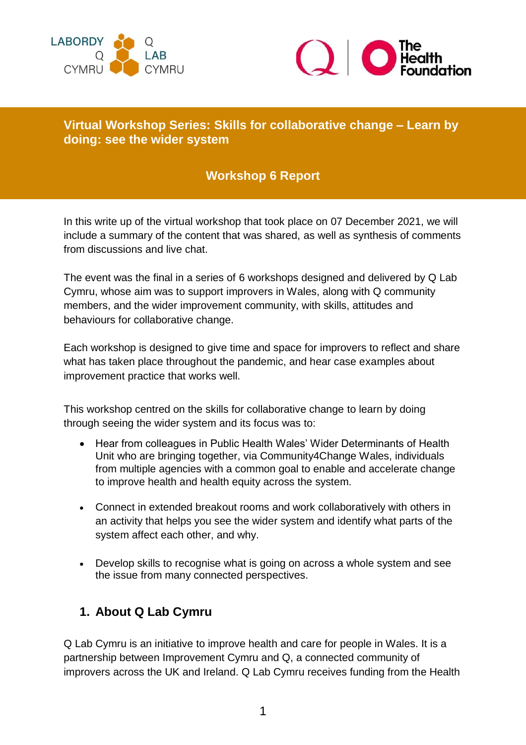# Virtual Workshop Series: Skills for collaborative change – Learn by doing: see the wider system

## Workshop 6 Report

In this write up of the virtual workshop that took place on 07 December 2021, we will include a summary of the content that was shared, as well as synthesis of comments from discussions and live chat.

The event was the final in a series of 6 workshops designed and delivered by Q Lab Cymru, whose aim was to support improvers in Wales, along with Q community members, and the wider improvement community, with skills, attitudes and behaviours for collaborative change.

Each workshop is designed to give time and space for improvers to reflect and share what has taken place throughout the pandemic, and hear case examples about improvement practice that works well.

This workshop centred on the skills for collaborative change to learn by doing through seeing the wider system and its focus was to:

- Hear from colleagues in Public Health Wales' Wider Determinants of Health Unit who are bringing together, via Community4Change Wales, individuals from multiple agencies with a common goal to enable and accelerate change to improve health and health equity across the system.
- Connect in extended breakout rooms and work collaboratively with others in an activity that helps you see the wider system and identify what parts of the system affect each other, and why.
- Develop skills to recognise what is going on across a whole system and see the issue from many connected perspectives.

## 1. About Q Lab Cymru

Q Lab Cymru is an initiative to improve health and care for people in Wales. It is a partnership between Improvement Cymru and Q, a connected community of improvers across the UK and Ireland. Q Lab Cymru receives funding from the Health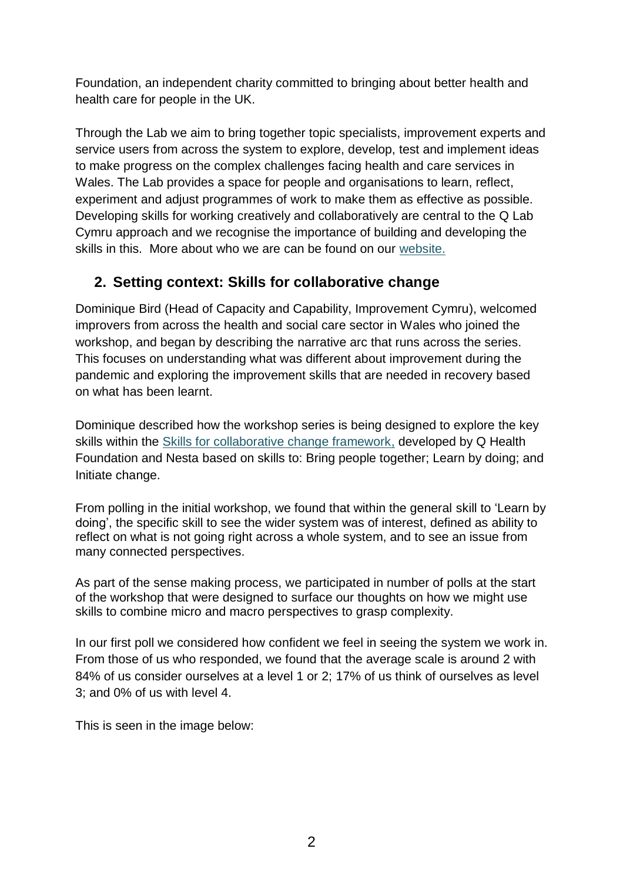Foundation, an independent charity committed to bringing about better health and health care for people in the UK.

Through the Lab we aim to bring together topic specialists, improvement experts and service users from across the system to explore, develop, test and implement ideas to make progress on the complex challenges facing health and care services in Wales. The Lab provides a space for people and organisations to learn, reflect, experiment and adjust programmes of work to make them as effective as possible. Developing skills for working creatively and collaboratively are central to the Q Lab Cymru approach and we recognise the importance of building and developing the skills in this. More about who we are can be found on our website.

## 2. Setting context: Skills for collaborative change

Dominique Bird (Head of Capacity and Capability, Improvement Cymru), welcomed improvers from across the health and social care sector in Wales who joined the workshop, and began by describing the narrative arc that runs across the series. This focuses on understanding what was different about improvement during the pandemic and exploring the improvement skills that are needed in recovery based on what has been learnt.

Dominique described how the workshop series is being designed to explore the key skills within the Skills for collaborative change framework, developed by Q Health Foundation and Nesta based on skills to: Bring people together; Learn by doing; and Initiate change.

From polling in the initial workshop, we found that within the general skill to 'Learn by doing', the specific skill to see the wider system was of interest, defined as ability to reflect on what is not going right across a whole system, and to see an issue from many connected perspectives.

As part of the sense making process, we participated in number of polls at the start of the workshop that were designed to surface our thoughts on how we might use skills to combine micro and macro perspectives to grasp complexity.

In our first poll we considered how confident we feel in seeing the system we work in. From those of us who responded, we found that the average scale is around 2 with 84% of us consider ourselves at a level 1 or 2; 17% of us think of ourselves as level 3; and 0% of us with level 4.

This is seen in the image below: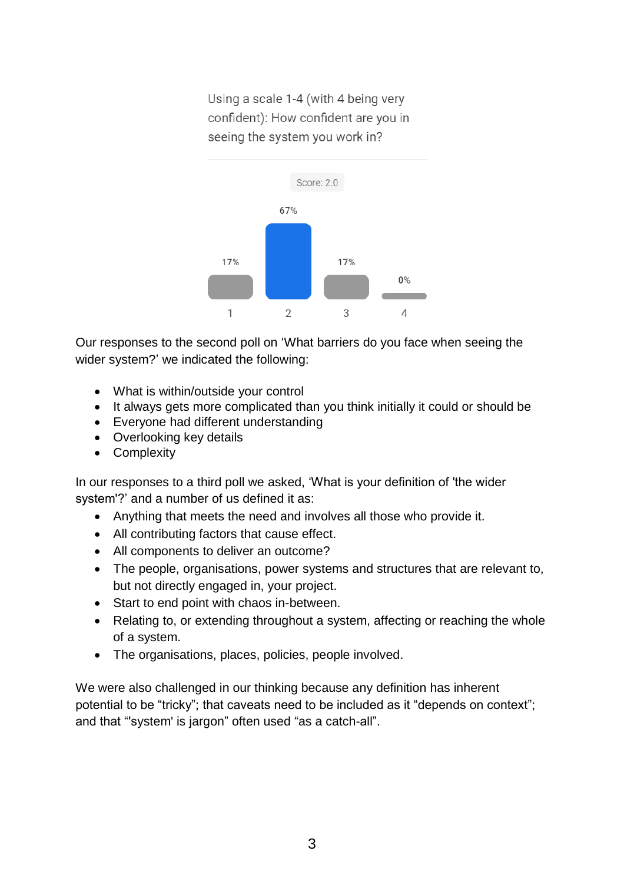Using a scale 1-4 (with 4 being very confident): How confident are you in seeing the system you work in?

Score: 2.0

| 1 | 2 | 3 | 4 |
|---|---|---|---|
| 17% | 67% | 17% | 0% |

Our responses to the second poll on 'What barriers do you face when seeing the wider system?' we indicated the following:

- What is within/outside your control
- It always gets more complicated than you think initially it could or should be
- Everyone had different understanding
- Overlooking key details
- Complexity

In our responses to a third poll we asked, 'What is your definition of 'the wider system'?' and a number of us defined it as:

- Anything that meets the need and involves all those who provide it.
- All contributing factors that cause effect.
- All components to deliver an outcome?
- The people, organisations, power systems and structures that are relevant to, but not directly engaged in, your project.
- Start to end point with chaos in-between.
- Relating to, or extending throughout a system, affecting or reaching the whole of a system.
- The organisations, places, policies, people involved.

We were also challenged in our thinking because any definition has inherent potential to be "tricky"; that caveats need to be included as it "depends on context"; and that "'system' is jargon" often used "as a catch-all".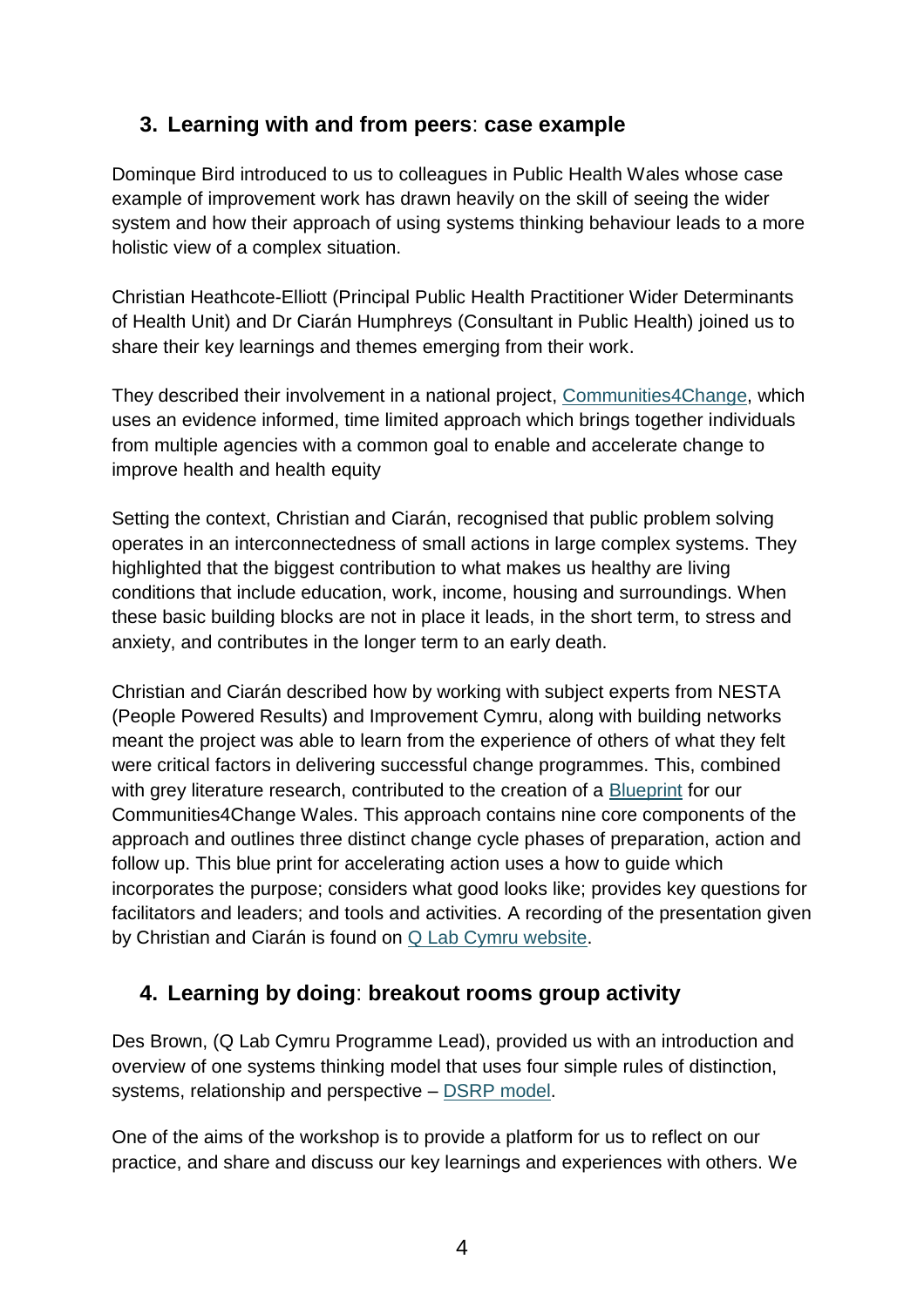## 3. Learning with and from peers: case example

Dominque Bird introduced to us to colleagues in Public Health Wales whose case example of improvement work has drawn heavily on the skill of seeing the wider system and how their approach of using systems thinking behaviour leads to a more holistic view of a complex situation.

Christian Heathcote-Elliott (Principal Public Health Practitioner Wider Determinants of Health Unit) and Dr Ciarán Humphreys (Consultant in Public Health) joined us to share their key learnings and themes emerging from their work.

They described their involvement in a national project, Communities4Change, which uses an evidence informed, time limited approach which brings together individuals from multiple agencies with a common goal to enable and accelerate change to improve health and health equity

Setting the context, Christian and Ciarán, recognised that public problem solving operates in an interconnectedness of small actions in large complex systems. They highlighted that the biggest contribution to what makes us healthy are living conditions that include education, work, income, housing and surroundings. When these basic building blocks are not in place it leads, in the short term, to stress and anxiety, and contributes in the longer term to an early death.

Christian and Ciarán described how by working with subject experts from NESTA (People Powered Results) and Improvement Cymru, along with building networks meant the project was able to learn from the experience of others of what they felt were critical factors in delivering successful change programmes. This, combined with grey literature research, contributed to the creation of a Blueprint for our Communities4Change Wales. This approach contains nine core components of the approach and outlines three distinct change cycle phases of preparation, action and follow up. This blue print for accelerating action uses a how to guide which incorporates the purpose; considers what good looks like; provides key questions for facilitators and leaders; and tools and activities. A recording of the presentation given by Christian and Ciarán is found on Q Lab Cymru website.

## 4. Learning by doing: breakout rooms group activity

Des Brown, (Q Lab Cymru Programme Lead), provided us with an introduction and overview of one systems thinking model that uses four simple rules of distinction, systems, relationship and perspective – DSRP model.

One of the aims of the workshop is to provide a platform for us to reflect on our practice, and share and discuss our key learnings and experiences with others. We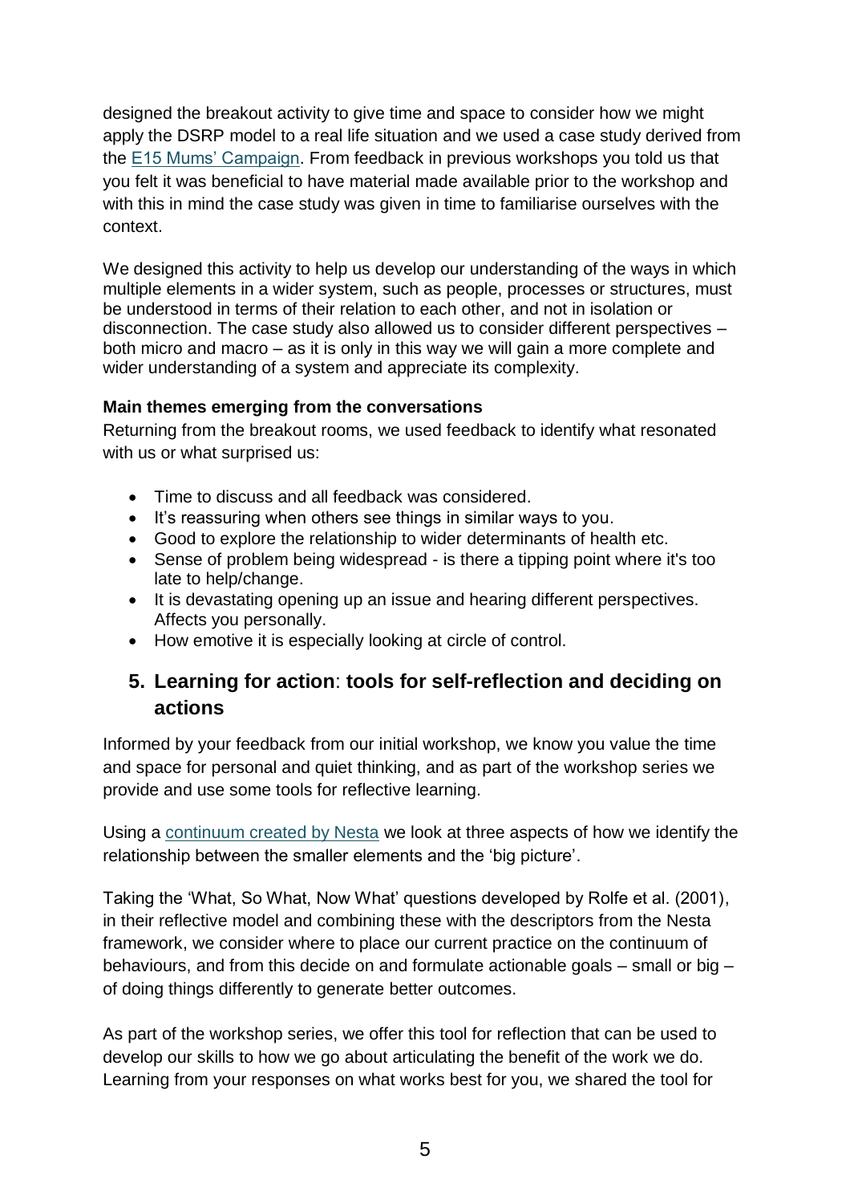designed the breakout activity to give time and space to consider how we might apply the DSRP model to a real life situation and we used a case study derived from the E15 Mums' Campaign. From feedback in previous workshops you told us that you felt it was beneficial to have material made available prior to the workshop and with this in mind the case study was given in time to familiarise ourselves with the context.

We designed this activity to help us develop our understanding of the ways in which multiple elements in a wider system, such as people, processes or structures, must be understood in terms of their relation to each other, and not in isolation or disconnection. The case study also allowed us to consider different perspectives – both micro and macro – as it is only in this way we will gain a more complete and wider understanding of a system and appreciate its complexity.

**Main themes emerging from the conversations**

Returning from the breakout rooms, we used feedback to identify what resonated with us or what surprised us:

- Time to discuss and all feedback was considered.
- It's reassuring when others see things in similar ways to you.
- Good to explore the relationship to wider determinants of health etc.
- Sense of problem being widespread - is there a tipping point where it's too late to help/change.
- It is devastating opening up an issue and hearing different perspectives. Affects you personally.
- How emotive it is especially looking at circle of control.

## 5. Learning for action: tools for self-reflection and deciding on actions

Informed by your feedback from our initial workshop, we know you value the time and space for personal and quiet thinking, and as part of the workshop series we provide and use some tools for reflective learning.

Using a continuum created by Nesta we look at three aspects of how we identify the relationship between the smaller elements and the 'big picture'.

Taking the 'What, So What, Now What' questions developed by Rolfe et al. (2001), in their reflective model and combining these with the descriptors from the Nesta framework, we consider where to place our current practice on the continuum of behaviours, and from this decide on and formulate actionable goals – small or big – of doing things differently to generate better outcomes.

As part of the workshop series, we offer this tool for reflection that can be used to develop our skills to how we go about articulating the benefit of the work we do. Learning from your responses on what works best for you, we shared the tool for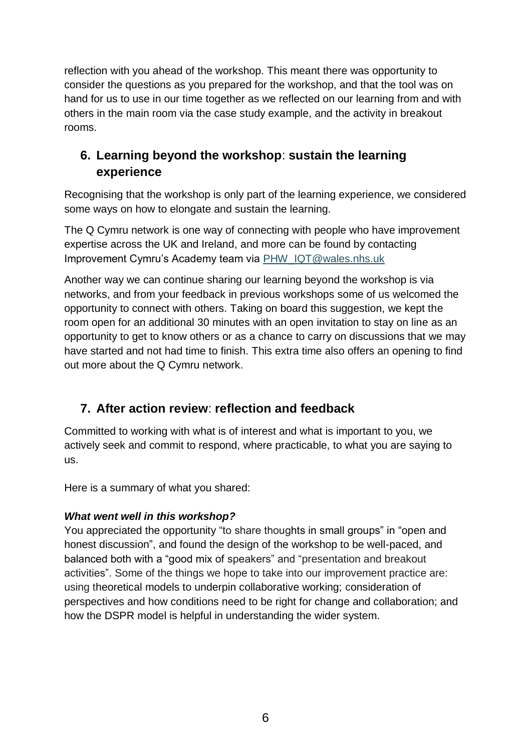reflection with you ahead of the workshop. This meant there was opportunity to consider the questions as you prepared for the workshop, and that the tool was on hand for us to use in our time together as we reflected on our learning from and with others in the main room via the case study example, and the activity in breakout rooms.

## 6. Learning beyond the workshop: sustain the learning experience

Recognising that the workshop is only part of the learning experience, we considered some ways on how to elongate and sustain the learning.

The Q Cymru network is one way of connecting with people who have improvement expertise across the UK and Ireland, and more can be found by contacting Improvement Cymru's Academy team via PHW_IQT@wales.nhs.uk

Another way we can continue sharing our learning beyond the workshop is via networks, and from your feedback in previous workshops some of us welcomed the opportunity to connect with others. Taking on board this suggestion, we kept the room open for an additional 30 minutes with an open invitation to stay on line as an opportunity to get to know others or as a chance to carry on discussions that we may have started and not had time to finish. This extra time also offers an opening to find out more about the Q Cymru network.

## 7. After action review: reflection and feedback

Committed to working with what is of interest and what is important to you, we actively seek and commit to respond, where practicable, to what you are saying to us.

Here is a summary of what you shared:

***What went well in this workshop?***

You appreciated the opportunity "to share thoughts in small groups" in "open and honest discussion", and found the design of the workshop to be well-paced, and balanced both with a "good mix of speakers" and "presentation and breakout activities". Some of the things we hope to take into our improvement practice are: using theoretical models to underpin collaborative working; consideration of perspectives and how conditions need to be right for change and collaboration; and how the DSPR model is helpful in understanding the wider system.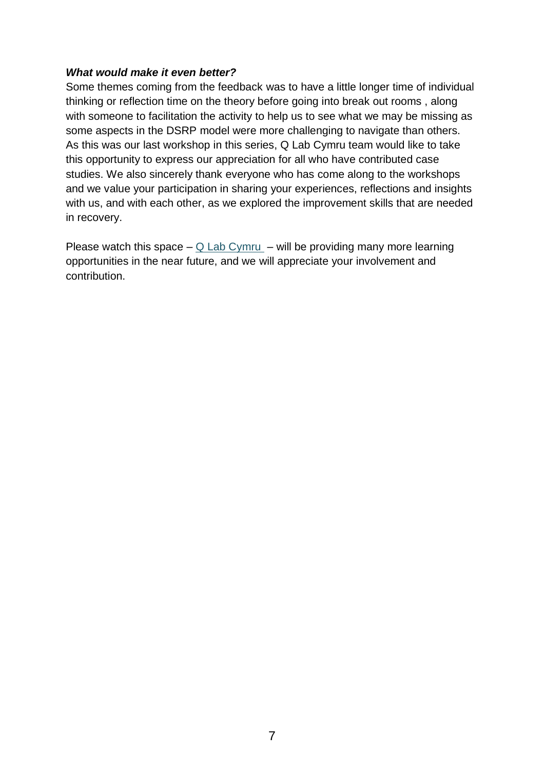***What would make it even better?***

Some themes coming from the feedback was to have a little longer time of individual thinking or reflection time on the theory before going into break out rooms , along with someone to facilitation the activity to help us to see what we may be missing as some aspects in the DSRP model were more challenging to navigate than others. As this was our last workshop in this series, Q Lab Cymru team would like to take this opportunity to express our appreciation for all who have contributed case studies. We also sincerely thank everyone who has come along to the workshops and we value your participation in sharing your experiences, reflections and insights with us, and with each other, as we explored the improvement skills that are needed in recovery.

Please watch this space – Q Lab Cymru – will be providing many more learning opportunities in the near future, and we will appreciate your involvement and contribution.